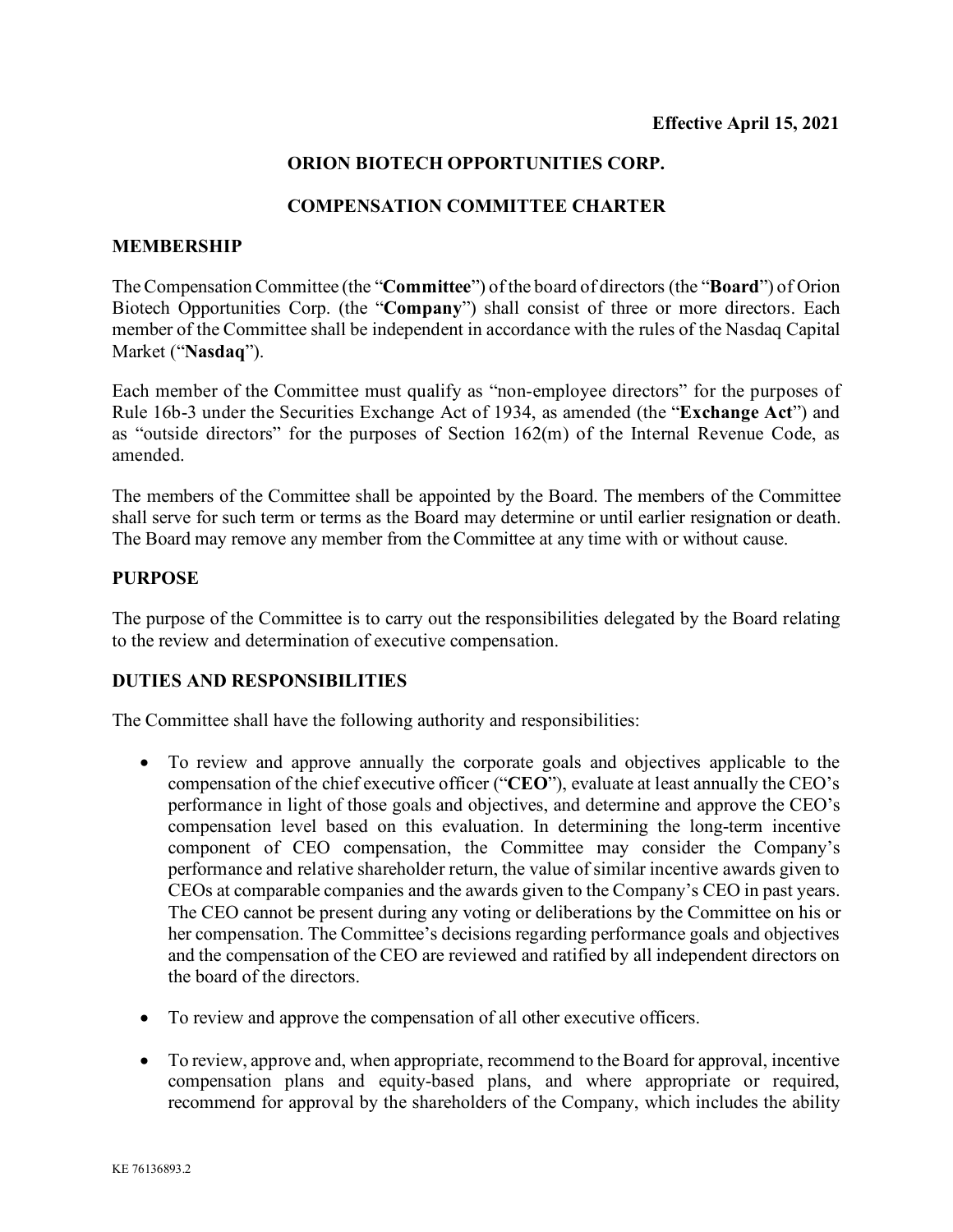**Effective April 15, 2021**

# ORION BIOTECH OPPORTUNITIES CORP.

# COMPENSATION COMMITTEE CHARTER

## MEMBERSHIP

The Compensation Committee (the "**Committee**") of the board of directors (the "**Board**") of Orion Biotech Opportunities Corp. (the "**Company**") shall consist of three or more directors. Each member of the Committee shall be independent in accordance with the rules of the Nasdaq Capital Market ("**Nasdaq**").

Each member of the Committee must qualify as "non-employee directors" for the purposes of Rule 16b-3 under the Securities Exchange Act of 1934, as amended (the "**Exchange Act**") and as "outside directors" for the purposes of Section 162(m) of the Internal Revenue Code, as amended.

The members of the Committee shall be appointed by the Board. The members of the Committee shall serve for such term or terms as the Board may determine or until earlier resignation or death. The Board may remove any member from the Committee at any time with or without cause.

## PURPOSE

The purpose of the Committee is to carry out the responsibilities delegated by the Board relating to the review and determination of executive compensation.

## DUTIES AND RESPONSIBILITIES

The Committee shall have the following authority and responsibilities:

- To review and approve annually the corporate goals and objectives applicable to the compensation of the chief executive officer ("**CEO**"), evaluate at least annually the CEO's performance in light of those goals and objectives, and determine and approve the CEO's compensation level based on this evaluation. In determining the long-term incentive component of CEO compensation, the Committee may consider the Company's performance and relative shareholder return, the value of similar incentive awards given to CEOs at comparable companies and the awards given to the Company's CEO in past years. The CEO cannot be present during any voting or deliberations by the Committee on his or her compensation. The Committee's decisions regarding performance goals and objectives and the compensation of the CEO are reviewed and ratified by all independent directors on the board of the directors.

- To review and approve the compensation of all other executive officers.

- To review, approve and, when appropriate, recommend to the Board for approval, incentive compensation plans and equity-based plans, and where appropriate or required, recommend for approval by the shareholders of the Company, which includes the ability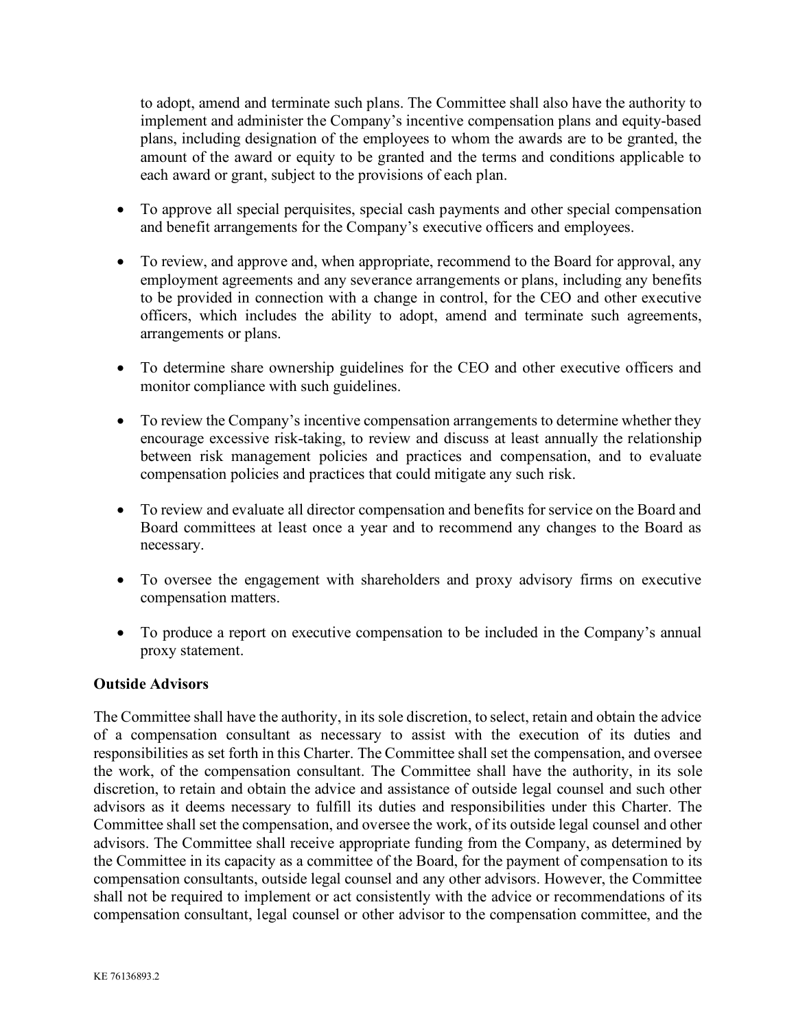to adopt, amend and terminate such plans. The Committee shall also have the authority to implement and administer the Company's incentive compensation plans and equity-based plans, including designation of the employees to whom the awards are to be granted, the amount of the award or equity to be granted and the terms and conditions applicable to each award or grant, subject to the provisions of each plan.

- To approve all special perquisites, special cash payments and other special compensation and benefit arrangements for the Company's executive officers and employees.
- To review, and approve and, when appropriate, recommend to the Board for approval, any employment agreements and any severance arrangements or plans, including any benefits to be provided in connection with a change in control, for the CEO and other executive officers, which includes the ability to adopt, amend and terminate such agreements, arrangements or plans.
- To determine share ownership guidelines for the CEO and other executive officers and monitor compliance with such guidelines.
- To review the Company's incentive compensation arrangements to determine whether they encourage excessive risk-taking, to review and discuss at least annually the relationship between risk management policies and practices and compensation, and to evaluate compensation policies and practices that could mitigate any such risk.
- To review and evaluate all director compensation and benefits for service on the Board and Board committees at least once a year and to recommend any changes to the Board as necessary.
- To oversee the engagement with shareholders and proxy advisory firms on executive compensation matters.
- To produce a report on executive compensation to be included in the Company's annual proxy statement.

**Outside Advisors**

The Committee shall have the authority, in its sole discretion, to select, retain and obtain the advice of a compensation consultant as necessary to assist with the execution of its duties and responsibilities as set forth in this Charter. The Committee shall set the compensation, and oversee the work, of the compensation consultant. The Committee shall have the authority, in its sole discretion, to retain and obtain the advice and assistance of outside legal counsel and such other advisors as it deems necessary to fulfill its duties and responsibilities under this Charter. The Committee shall set the compensation, and oversee the work, of its outside legal counsel and other advisors. The Committee shall receive appropriate funding from the Company, as determined by the Committee in its capacity as a committee of the Board, for the payment of compensation to its compensation consultants, outside legal counsel and any other advisors. However, the Committee shall not be required to implement or act consistently with the advice or recommendations of its compensation consultant, legal counsel or other advisor to the compensation committee, and the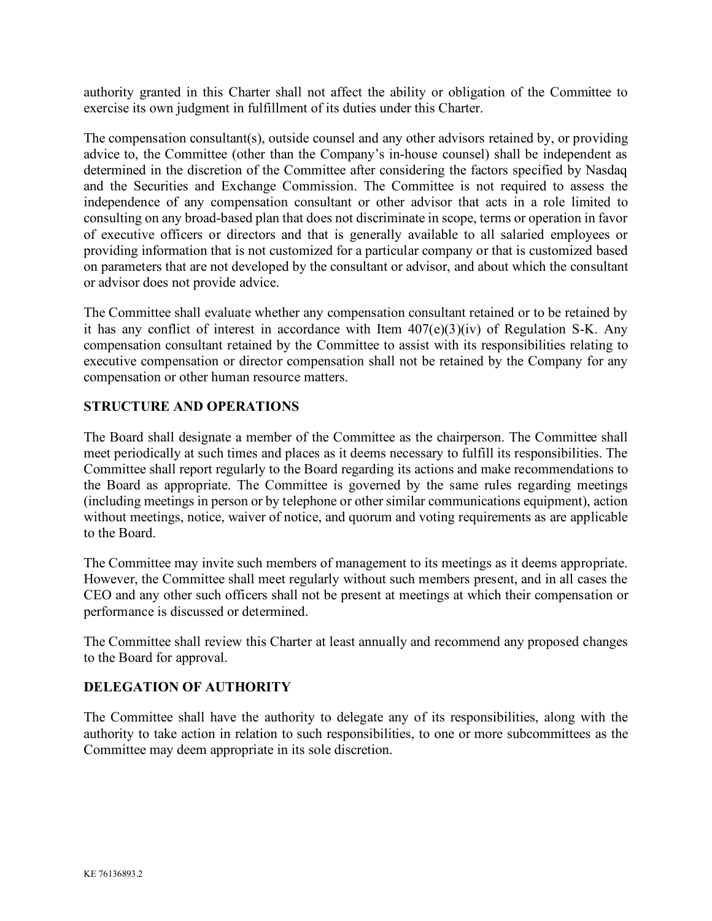authority granted in this Charter shall not affect the ability or obligation of the Committee to exercise its own judgment in fulfillment of its duties under this Charter.

The compensation consultant(s), outside counsel and any other advisors retained by, or providing advice to, the Committee (other than the Company's in-house counsel) shall be independent as determined in the discretion of the Committee after considering the factors specified by Nasdaq and the Securities and Exchange Commission. The Committee is not required to assess the independence of any compensation consultant or other advisor that acts in a role limited to consulting on any broad-based plan that does not discriminate in scope, terms or operation in favor of executive officers or directors and that is generally available to all salaried employees or providing information that is not customized for a particular company or that is customized based on parameters that are not developed by the consultant or advisor, and about which the consultant or advisor does not provide advice.

The Committee shall evaluate whether any compensation consultant retained or to be retained by it has any conflict of interest in accordance with Item 407(e)(3)(iv) of Regulation S-K. Any compensation consultant retained by the Committee to assist with its responsibilities relating to executive compensation or director compensation shall not be retained by the Company for any compensation or other human resource matters.

## STRUCTURE AND OPERATIONS

The Board shall designate a member of the Committee as the chairperson. The Committee shall meet periodically at such times and places as it deems necessary to fulfill its responsibilities. The Committee shall report regularly to the Board regarding its actions and make recommendations to the Board as appropriate. The Committee is governed by the same rules regarding meetings (including meetings in person or by telephone or other similar communications equipment), action without meetings, notice, waiver of notice, and quorum and voting requirements as are applicable to the Board.

The Committee may invite such members of management to its meetings as it deems appropriate. However, the Committee shall meet regularly without such members present, and in all cases the CEO and any other such officers shall not be present at meetings at which their compensation or performance is discussed or determined.

The Committee shall review this Charter at least annually and recommend any proposed changes to the Board for approval.

## DELEGATION OF AUTHORITY

The Committee shall have the authority to delegate any of its responsibilities, along with the authority to take action in relation to such responsibilities, to one or more subcommittees as the Committee may deem appropriate in its sole discretion.

KE 76136893.2